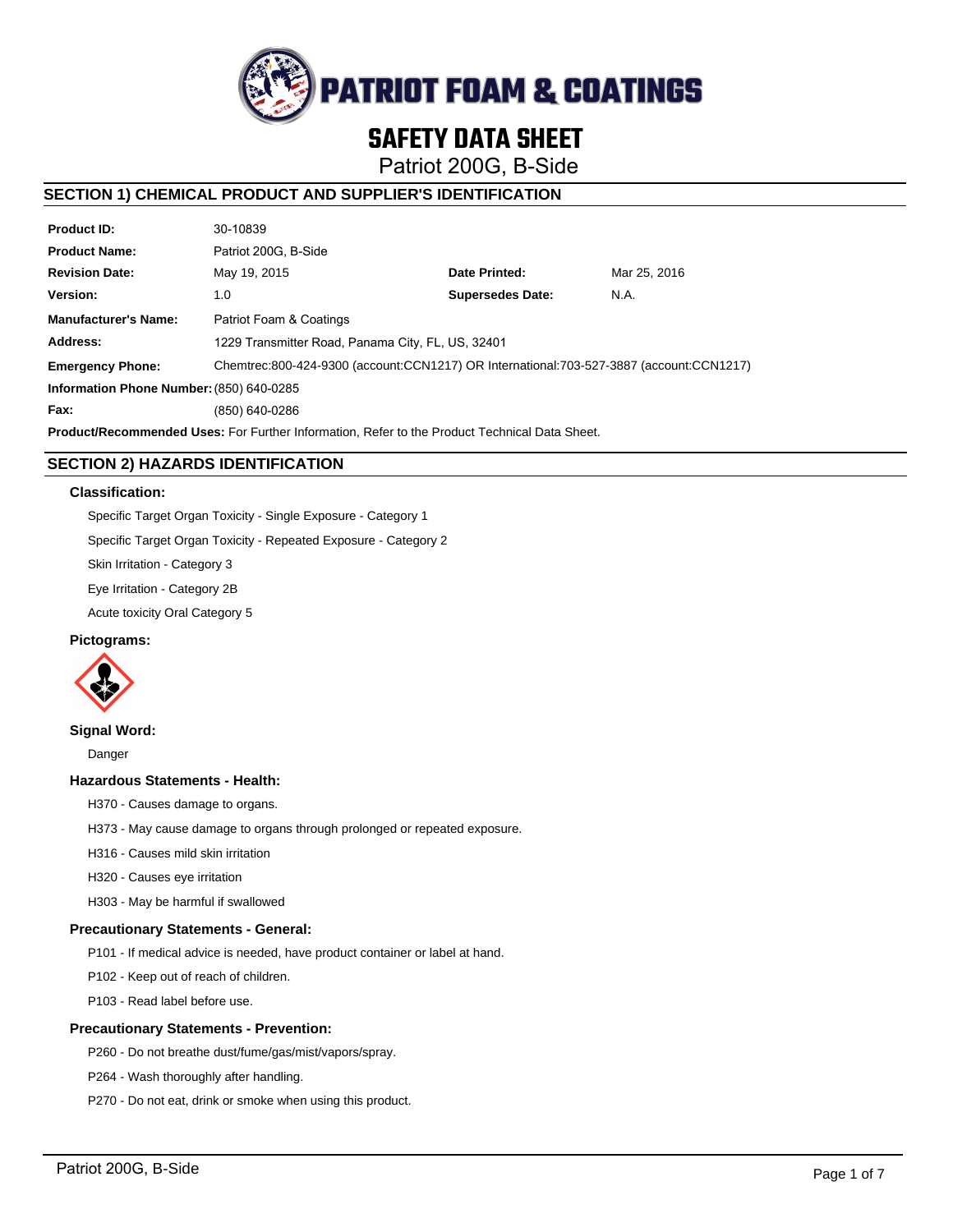# PATRIOT FOAM & COATINGS

# SAFETY DATA SHEET

Patriot 200G, B-Side

## SECTION 1) CHEMICAL PRODUCT AND SUPPLIER'S IDENTIFICATION

| | | | |
|---|---|---|---|
| **Product ID:** | 30-10839 | | |
| **Product Name:** | Patriot 200G, B-Side | | |
| **Revision Date:** | May 19, 2015 | **Date Printed:** | Mar 25, 2016 |
| **Version:** | 1.0 | **Supersedes Date:** | N.A. |
| **Manufacturer's Name:** | Patriot Foam & Coatings | | |
| **Address:** | 1229 Transmitter Road, Panama City, FL, US, 32401 | | |
| **Emergency Phone:** | Chemtrec:800-424-9300 (account:CCN1217) OR International:703-527-3887 (account:CCN1217) | | |
| **Information Phone Number:** | (850) 640-0285 | | |
| **Fax:** | (850) 640-0286 | | |

**Product/Recommended Uses:** For Further Information, Refer to the Product Technical Data Sheet.

## SECTION 2) HAZARDS IDENTIFICATION

### Classification:

Specific Target Organ Toxicity - Single Exposure - Category 1

Specific Target Organ Toxicity - Repeated Exposure - Category 2

Skin Irritation - Category 3

Eye Irritation - Category 2B

Acute toxicity Oral Category 5

### Pictograms:

### Signal Word:

Danger

### Hazardous Statements - Health:

H370 - Causes damage to organs.

H373 - May cause damage to organs through prolonged or repeated exposure.

H316 - Causes mild skin irritation

H320 - Causes eye irritation

H303 - May be harmful if swallowed

### Precautionary Statements - General:

P101 - If medical advice is needed, have product container or label at hand.

P102 - Keep out of reach of children.

P103 - Read label before use.

### Precautionary Statements - Prevention:

P260 - Do not breathe dust/fume/gas/mist/vapors/spray.

P264 - Wash thoroughly after handling.

P270 - Do not eat, drink or smoke when using this product.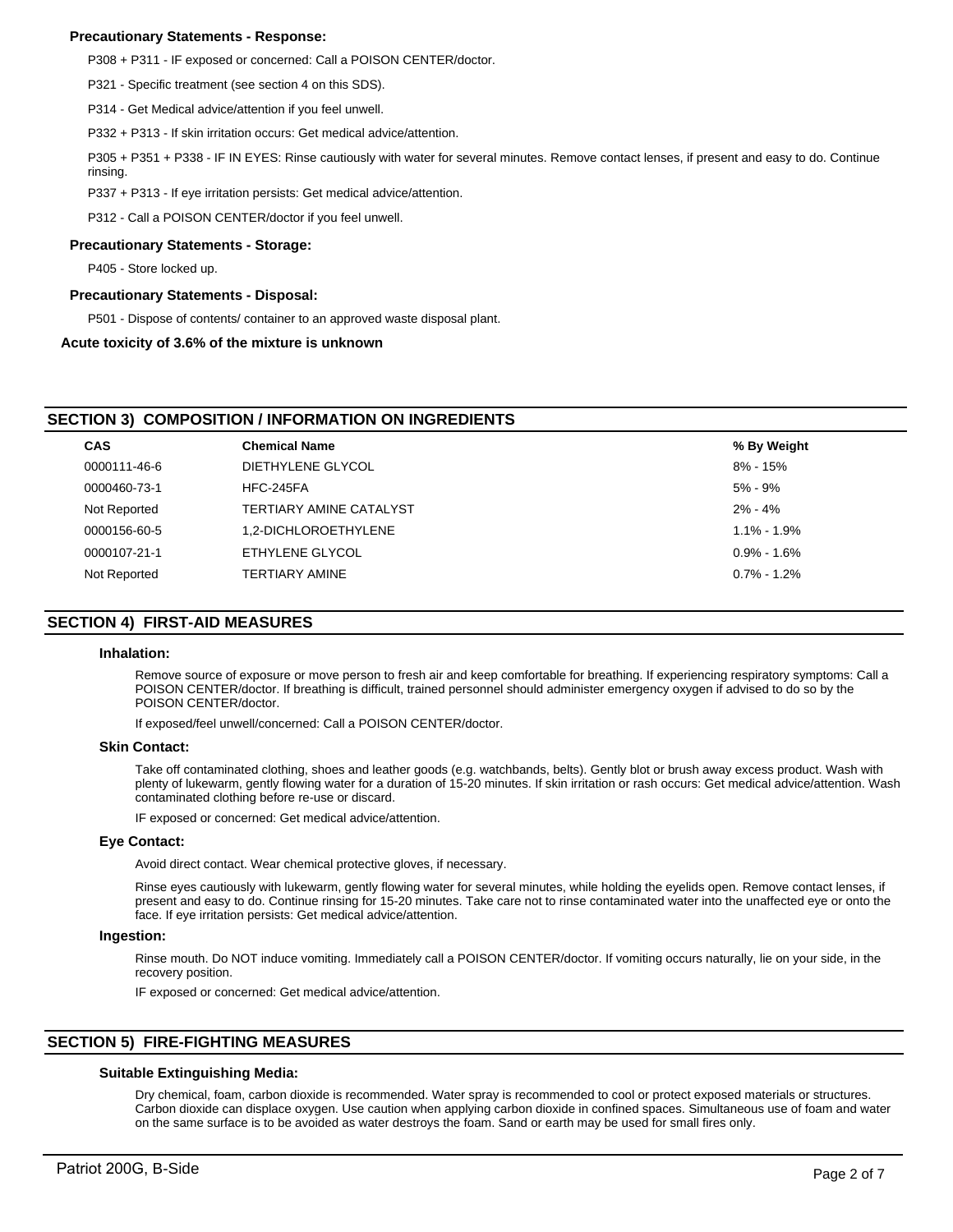**Precautionary Statements - Response:**

P308 + P311 - IF exposed or concerned: Call a POISON CENTER/doctor.

P321 - Specific treatment (see section 4 on this SDS).

P314 - Get Medical advice/attention if you feel unwell.

P332 + P313 - If skin irritation occurs: Get medical advice/attention.

P305 + P351 + P338 - IF IN EYES: Rinse cautiously with water for several minutes. Remove contact lenses, if present and easy to do. Continue rinsing.

P337 + P313 - If eye irritation persists: Get medical advice/attention.

P312 - Call a POISON CENTER/doctor if you feel unwell.

**Precautionary Statements - Storage:**

P405 - Store locked up.

**Precautionary Statements - Disposal:**

P501 - Dispose of contents/ container to an approved waste disposal plant.

**Acute toxicity of 3.6% of the mixture is unknown**

## SECTION 3) COMPOSITION / INFORMATION ON INGREDIENTS

| CAS | Chemical Name | % By Weight |
|---|---|---|
| 0000111-46-6 | DIETHYLENE GLYCOL | 8% - 15% |
| 0000460-73-1 | HFC-245FA | 5% - 9% |
| Not Reported | TERTIARY AMINE CATALYST | 2% - 4% |
| 0000156-60-5 | 1,2-DICHLOROETHYLENE | 1.1% - 1.9% |
| 0000107-21-1 | ETHYLENE GLYCOL | 0.9% - 1.6% |
| Not Reported | TERTIARY AMINE | 0.7% - 1.2% |

## SECTION 4) FIRST-AID MEASURES

### Inhalation:

Remove source of exposure or move person to fresh air and keep comfortable for breathing. If experiencing respiratory symptoms: Call a POISON CENTER/doctor. If breathing is difficult, trained personnel should administer emergency oxygen if advised to do so by the POISON CENTER/doctor.

If exposed/feel unwell/concerned: Call a POISON CENTER/doctor.

### Skin Contact:

Take off contaminated clothing, shoes and leather goods (e.g. watchbands, belts). Gently blot or brush away excess product. Wash with plenty of lukewarm, gently flowing water for a duration of 15-20 minutes. If skin irritation or rash occurs: Get medical advice/attention. Wash contaminated clothing before re-use or discard.

IF exposed or concerned: Get medical advice/attention.

### Eye Contact:

Avoid direct contact. Wear chemical protective gloves, if necessary.

Rinse eyes cautiously with lukewarm, gently flowing water for several minutes, while holding the eyelids open. Remove contact lenses, if present and easy to do. Continue rinsing for 15-20 minutes. Take care not to rinse contaminated water into the unaffected eye or onto the face. If eye irritation persists: Get medical advice/attention.

### Ingestion:

Rinse mouth. Do NOT induce vomiting. Immediately call a POISON CENTER/doctor. If vomiting occurs naturally, lie on your side, in the recovery position.

IF exposed or concerned: Get medical advice/attention.

## SECTION 5) FIRE-FIGHTING MEASURES

### Suitable Extinguishing Media:

Dry chemical, foam, carbon dioxide is recommended. Water spray is recommended to cool or protect exposed materials or structures. Carbon dioxide can displace oxygen. Use caution when applying carbon dioxide in confined spaces. Simultaneous use of foam and water on the same surface is to be avoided as water destroys the foam. Sand or earth may be used for small fires only.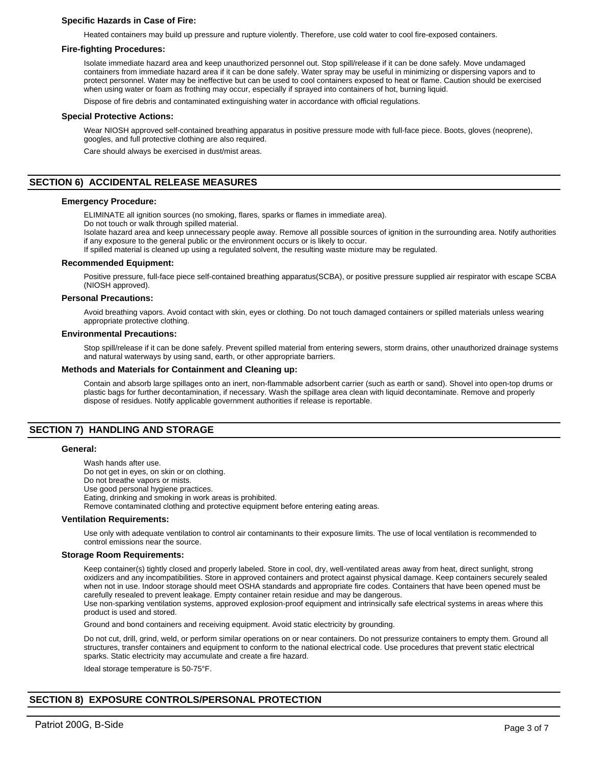### Specific Hazards in Case of Fire:

Heated containers may build up pressure and rupture violently. Therefore, use cold water to cool fire-exposed containers.

### Fire-fighting Procedures:

Isolate immediate hazard area and keep unauthorized personnel out. Stop spill/release if it can be done safely. Move undamaged containers from immediate hazard area if it can be done safely. Water spray may be useful in minimizing or dispersing vapors and to protect personnel. Water may be ineffective but can be used to cool containers exposed to heat or flame. Caution should be exercised when using water or foam as frothing may occur, especially if sprayed into containers of hot, burning liquid.

Dispose of fire debris and contaminated extinguishing water in accordance with official regulations.

### Special Protective Actions:

Wear NIOSH approved self-contained breathing apparatus in positive pressure mode with full-face piece. Boots, gloves (neoprene), googles, and full protective clothing are also required.

Care should always be exercised in dust/mist areas.

## SECTION 6) ACCIDENTAL RELEASE MEASURES

### Emergency Procedure:

ELIMINATE all ignition sources (no smoking, flares, sparks or flames in immediate area).
Do not touch or walk through spilled material.
Isolate hazard area and keep unnecessary people away. Remove all possible sources of ignition in the surrounding area. Notify authorities if any exposure to the general public or the environment occurs or is likely to occur.
If spilled material is cleaned up using a regulated solvent, the resulting waste mixture may be regulated.

### Recommended Equipment:

Positive pressure, full-face piece self-contained breathing apparatus(SCBA), or positive pressure supplied air respirator with escape SCBA (NIOSH approved).

### Personal Precautions:

Avoid breathing vapors. Avoid contact with skin, eyes or clothing. Do not touch damaged containers or spilled materials unless wearing appropriate protective clothing.

### Environmental Precautions:

Stop spill/release if it can be done safely. Prevent spilled material from entering sewers, storm drains, other unauthorized drainage systems and natural waterways by using sand, earth, or other appropriate barriers.

### Methods and Materials for Containment and Cleaning up:

Contain and absorb large spillages onto an inert, non-flammable adsorbent carrier (such as earth or sand). Shovel into open-top drums or plastic bags for further decontamination, if necessary. Wash the spillage area clean with liquid decontaminate. Remove and properly dispose of residues. Notify applicable government authorities if release is reportable.

## SECTION 7) HANDLING AND STORAGE

### General:

Wash hands after use.
Do not get in eyes, on skin or on clothing.
Do not breathe vapors or mists.
Use good personal hygiene practices.
Eating, drinking and smoking in work areas is prohibited.
Remove contaminated clothing and protective equipment before entering eating areas.

### Ventilation Requirements:

Use only with adequate ventilation to control air contaminants to their exposure limits. The use of local ventilation is recommended to control emissions near the source.

### Storage Room Requirements:

Keep container(s) tightly closed and properly labeled. Store in cool, dry, well-ventilated areas away from heat, direct sunlight, strong oxidizers and any incompatibilities. Store in approved containers and protect against physical damage. Keep containers securely sealed when not in use. Indoor storage should meet OSHA standards and appropriate fire codes. Containers that have been opened must be carefully resealed to prevent leakage. Empty container retain residue and may be dangerous.
Use non-sparking ventilation systems, approved explosion-proof equipment and intrinsically safe electrical systems in areas where this product is used and stored.

Ground and bond containers and receiving equipment. Avoid static electricity by grounding.

Do not cut, drill, grind, weld, or perform similar operations on or near containers. Do not pressurize containers to empty them. Ground all structures, transfer containers and equipment to conform to the national electrical code. Use procedures that prevent static electrical sparks. Static electricity may accumulate and create a fire hazard.

Ideal storage temperature is 50-75°F.

## SECTION 8) EXPOSURE CONTROLS/PERSONAL PROTECTION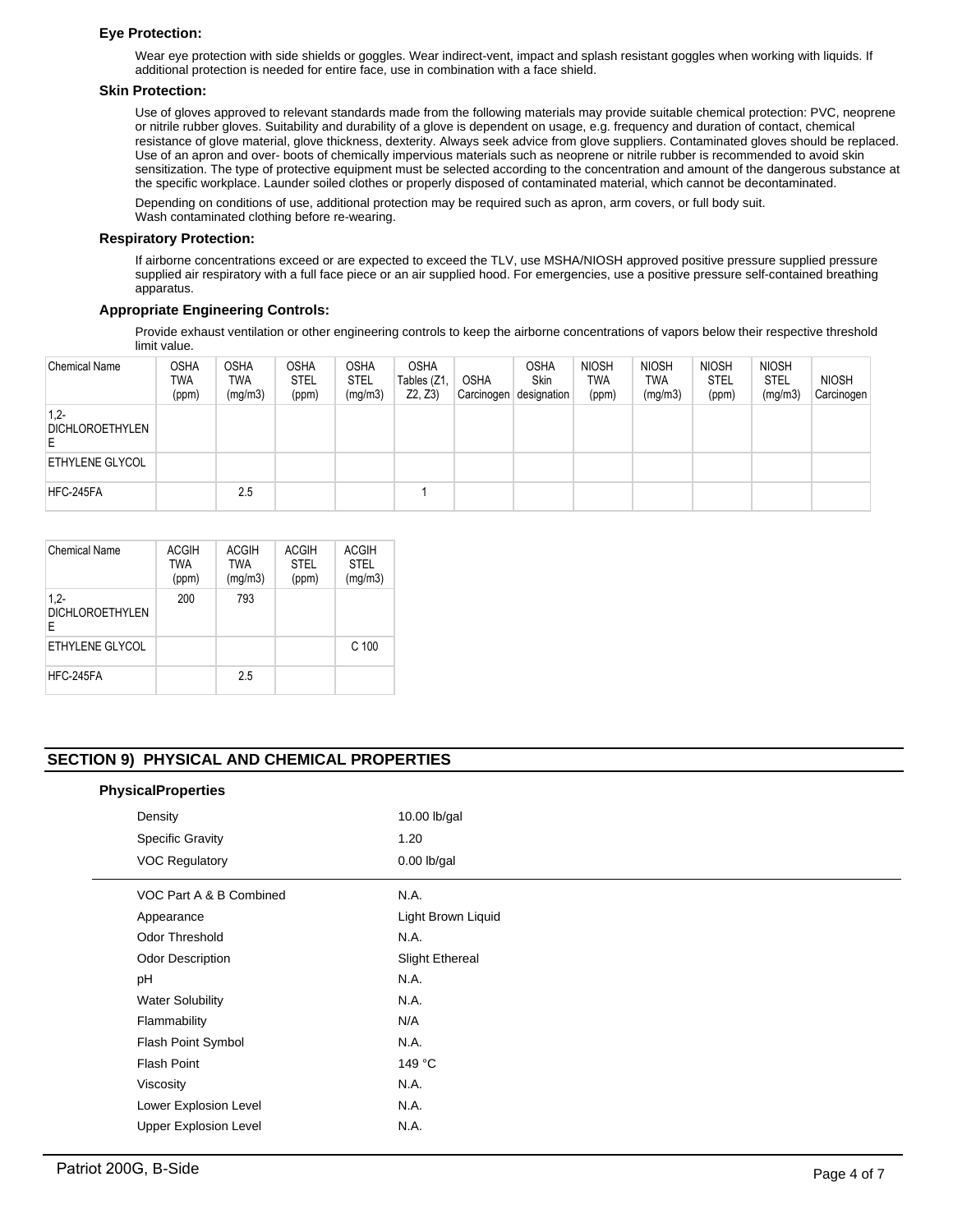### Eye Protection:

Wear eye protection with side shields or goggles. Wear indirect-vent, impact and splash resistant goggles when working with liquids. If additional protection is needed for entire face, use in combination with a face shield.

### Skin Protection:

Use of gloves approved to relevant standards made from the following materials may provide suitable chemical protection: PVC, neoprene or nitrile rubber gloves. Suitability and durability of a glove is dependent on usage, e.g. frequency and duration of contact, chemical resistance of glove material, glove thickness, dexterity. Always seek advice from glove suppliers. Contaminated gloves should be replaced. Use of an apron and over- boots of chemically impervious materials such as neoprene or nitrile rubber is recommended to avoid skin sensitization. The type of protective equipment must be selected according to the concentration and amount of the dangerous substance at the specific workplace. Launder soiled clothes or properly disposed of contaminated material, which cannot be decontaminated.

Depending on conditions of use, additional protection may be required such as apron, arm covers, or full body suit.
Wash contaminated clothing before re-wearing.

### Respiratory Protection:

If airborne concentrations exceed or are expected to exceed the TLV, use MSHA/NIOSH approved positive pressure supplied pressure supplied air respiratory with a full face piece or an air supplied hood. For emergencies, use a positive pressure self-contained breathing apparatus.

### Appropriate Engineering Controls:

Provide exhaust ventilation or other engineering controls to keep the airborne concentrations of vapors below their respective threshold limit value.

| Chemical Name | OSHA TWA (ppm) | OSHA TWA (mg/m3) | OSHA STEL (ppm) | OSHA STEL (mg/m3) | OSHA Tables (Z1, Z2, Z3) | OSHA Carcinogen | OSHA Skin designation | NIOSH TWA (ppm) | NIOSH TWA (mg/m3) | NIOSH STEL (ppm) | NIOSH STEL (mg/m3) | NIOSH Carcinogen |
|---|---|---|---|---|---|---|---|---|---|---|---|---|
| 1,2-DICHLOROETHYLENE | | | | | | | | | | | | |
| ETHYLENE GLYCOL | | | | | | | | | | | | |
| HFC-245FA | | 2.5 | | | 1 | | | | | | | |

| Chemical Name | ACGIH TWA (ppm) | ACGIH TWA (mg/m3) | ACGIH STEL (ppm) | ACGIH STEL (mg/m3) |
|---|---|---|---|---|
| 1,2-DICHLOROETHYLENE | 200 | 793 | | |
| ETHYLENE GLYCOL | | | | C 100 |
| HFC-245FA | | 2.5 | | |

## SECTION 9) PHYSICAL AND CHEMICAL PROPERTIES

### PhysicalProperties

| | |
|---|---|
| Density | 10.00 lb/gal |
| Specific Gravity | 1.20 |
| VOC Regulatory | 0.00 lb/gal |
| VOC Part A & B Combined | N.A. |
| Appearance | Light Brown Liquid |
| Odor Threshold | N.A. |
| Odor Description | Slight Ethereal |
| pH | N.A. |
| Water Solubility | N.A. |
| Flammability | N/A |
| Flash Point Symbol | N.A. |
| Flash Point | 149 °C |
| Viscosity | N.A. |
| Lower Explosion Level | N.A. |
| Upper Explosion Level | N.A. |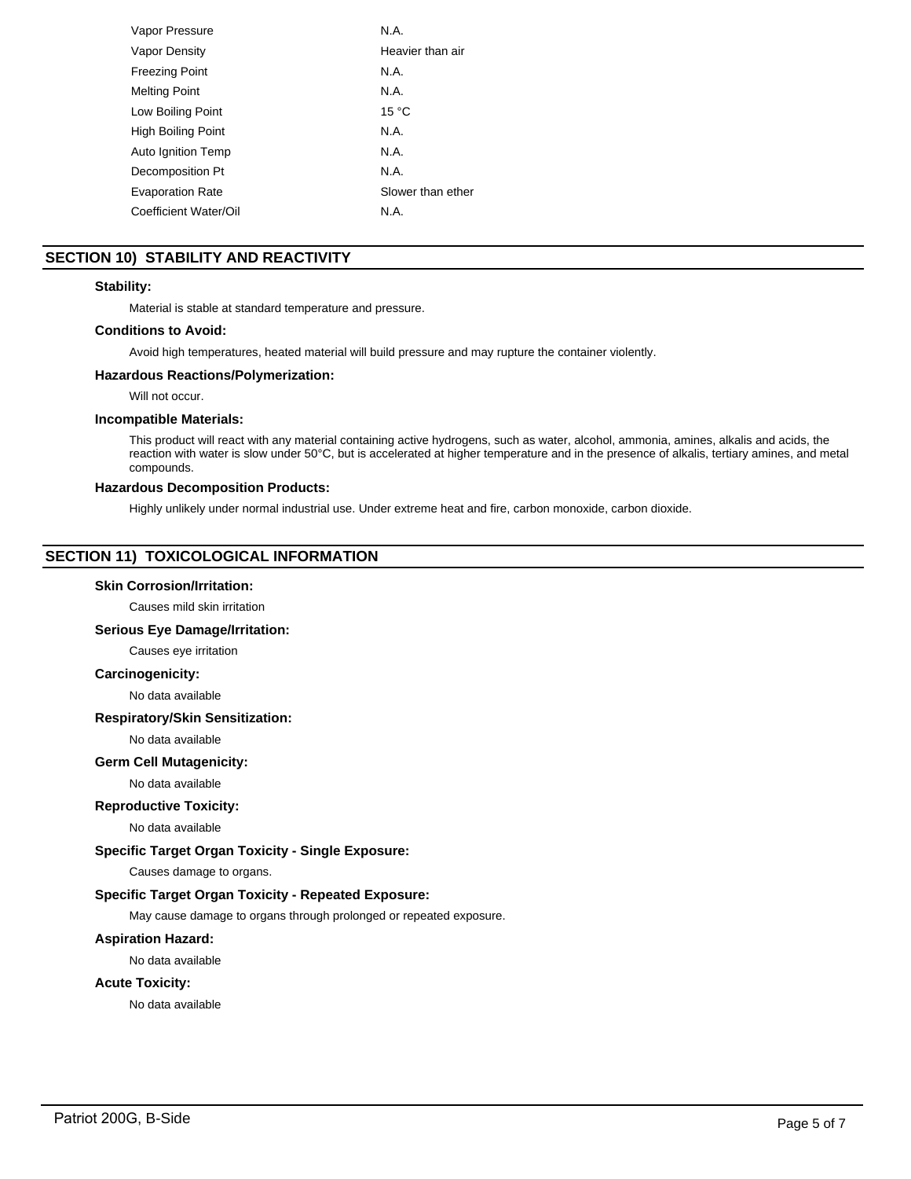| | |
|---|---|
| Vapor Pressure | N.A. |
| Vapor Density | Heavier than air |
| Freezing Point | N.A. |
| Melting Point | N.A. |
| Low Boiling Point | 15 °C |
| High Boiling Point | N.A. |
| Auto Ignition Temp | N.A. |
| Decomposition Pt | N.A. |
| Evaporation Rate | Slower than ether |
| Coefficient Water/Oil | N.A. |

## SECTION 10) STABILITY AND REACTIVITY

**Stability:**

Material is stable at standard temperature and pressure.

**Conditions to Avoid:**

Avoid high temperatures, heated material will build pressure and may rupture the container violently.

**Hazardous Reactions/Polymerization:**

Will not occur.

**Incompatible Materials:**

This product will react with any material containing active hydrogens, such as water, alcohol, ammonia, amines, alkalis and acids, the reaction with water is slow under 50°C, but is accelerated at higher temperature and in the presence of alkalis, tertiary amines, and metal compounds.

**Hazardous Decomposition Products:**

Highly unlikely under normal industrial use. Under extreme heat and fire, carbon monoxide, carbon dioxide.

## SECTION 11) TOXICOLOGICAL INFORMATION

**Skin Corrosion/Irritation:**

Causes mild skin irritation

**Serious Eye Damage/Irritation:**

Causes eye irritation

**Carcinogenicity:**

No data available

**Respiratory/Skin Sensitization:**

No data available

**Germ Cell Mutagenicity:**

No data available

**Reproductive Toxicity:**

No data available

**Specific Target Organ Toxicity - Single Exposure:**

Causes damage to organs.

**Specific Target Organ Toxicity - Repeated Exposure:**

May cause damage to organs through prolonged or repeated exposure.

**Aspiration Hazard:**

No data available

**Acute Toxicity:**

No data available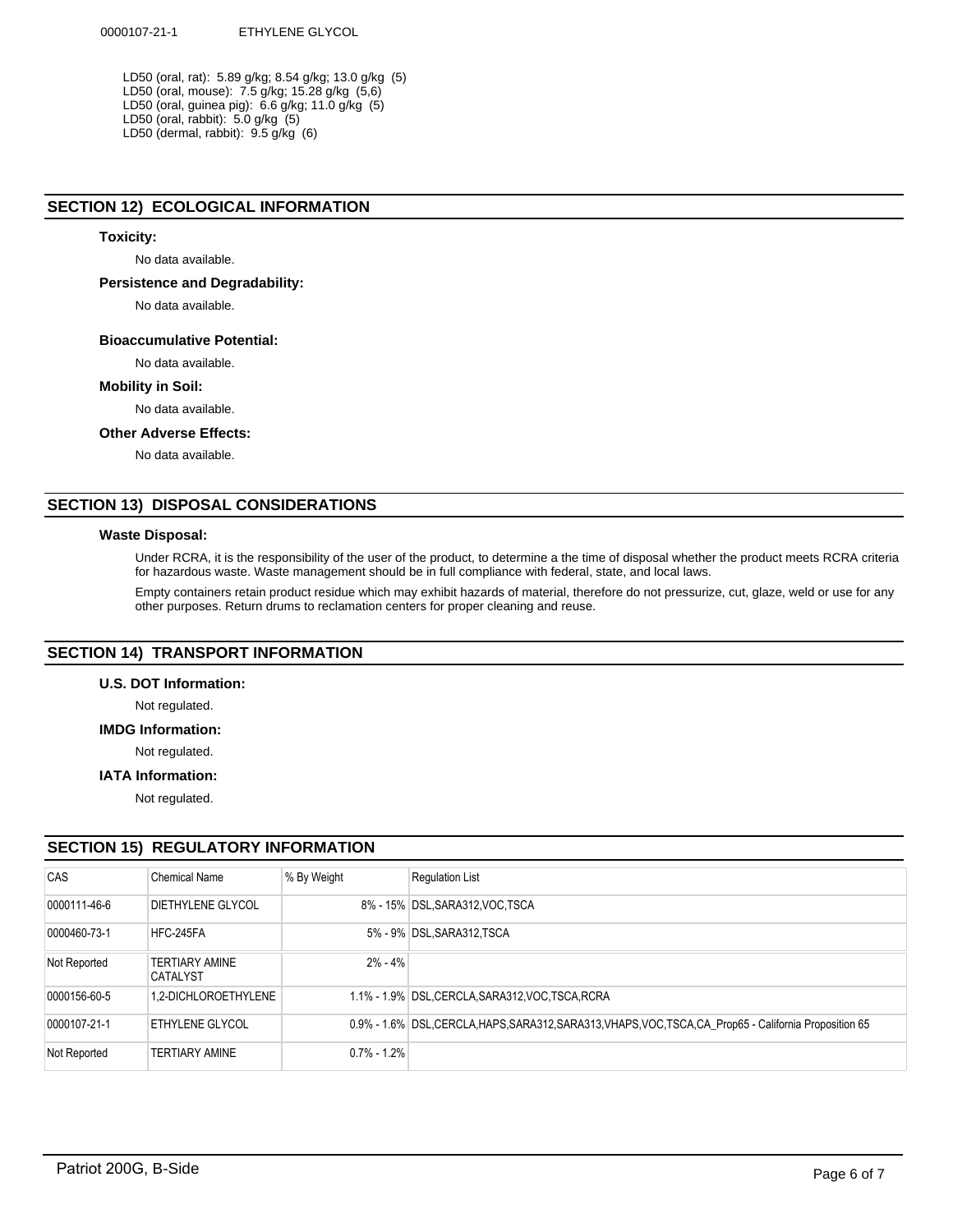0000107-21-1 ETHYLENE GLYCOL

LD50 (oral, rat): 5.89 g/kg; 8.54 g/kg; 13.0 g/kg (5)
LD50 (oral, mouse): 7.5 g/kg; 15.28 g/kg (5,6)
LD50 (oral, guinea pig): 6.6 g/kg; 11.0 g/kg (5)
LD50 (oral, rabbit): 5.0 g/kg (5)
LD50 (dermal, rabbit): 9.5 g/kg (6)

## SECTION 12) ECOLOGICAL INFORMATION

**Toxicity:**

No data available.

**Persistence and Degradability:**

No data available.

**Bioaccumulative Potential:**

No data available.

**Mobility in Soil:**

No data available.

**Other Adverse Effects:**

No data available.

## SECTION 13) DISPOSAL CONSIDERATIONS

**Waste Disposal:**

Under RCRA, it is the responsibility of the user of the product, to determine a the time of disposal whether the product meets RCRA criteria for hazardous waste. Waste management should be in full compliance with federal, state, and local laws.

Empty containers retain product residue which may exhibit hazards of material, therefore do not pressurize, cut, glaze, weld or use for any other purposes. Return drums to reclamation centers for proper cleaning and reuse.

## SECTION 14) TRANSPORT INFORMATION

**U.S. DOT Information:**

Not regulated.

**IMDG Information:**

Not regulated.

**IATA Information:**

Not regulated.

## SECTION 15) REGULATORY INFORMATION

| CAS | Chemical Name | % By Weight | Regulation List |
|---|---|---|---|
| 0000111-46-6 | DIETHYLENE GLYCOL | 8% - 15% | DSL,SARA312,VOC,TSCA |
| 0000460-73-1 | HFC-245FA | 5% - 9% | DSL,SARA312,TSCA |
| Not Reported | TERTIARY AMINE CATALYST | 2% - 4% | |
| 0000156-60-5 | 1,2-DICHLOROETHYLENE | 1.1% - 1.9% | DSL,CERCLA,SARA312,VOC,TSCA,RCRA |
| 0000107-21-1 | ETHYLENE GLYCOL | 0.9% - 1.6% | DSL,CERCLA,HAPS,SARA312,SARA313,VHAPS,VOC,TSCA,CA_Prop65 - California Proposition 65 |
| Not Reported | TERTIARY AMINE | 0.7% - 1.2% | |

Patriot 200G, B-Side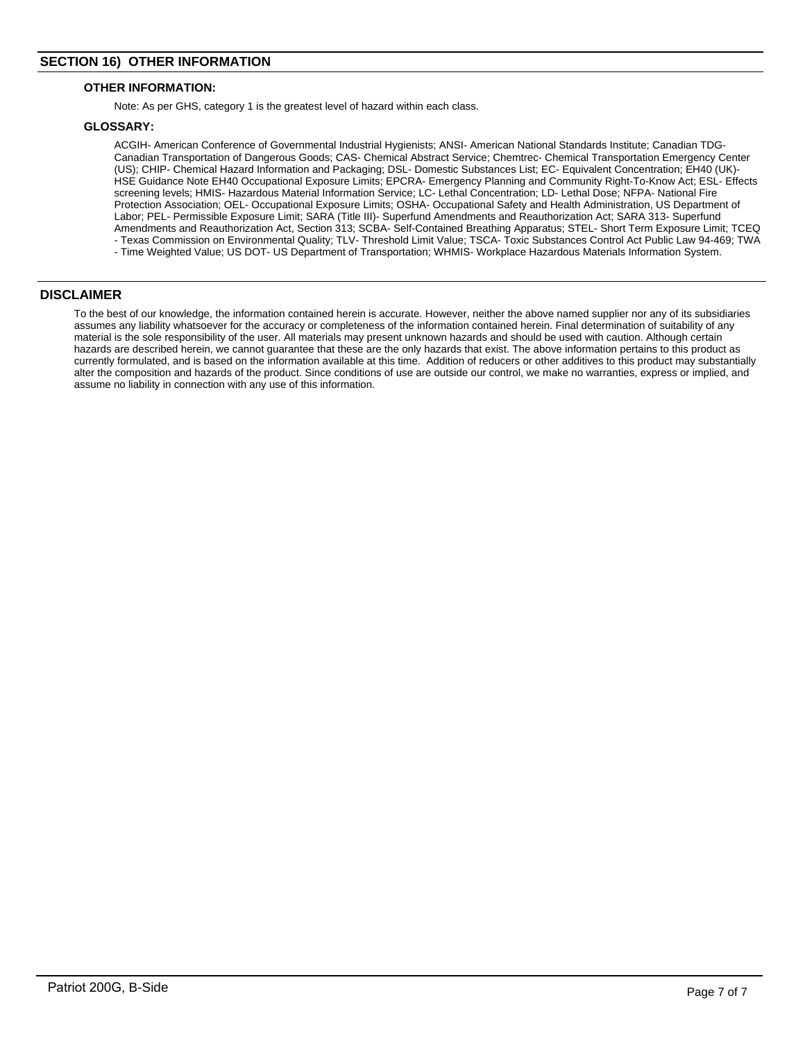## SECTION 16) OTHER INFORMATION

### OTHER INFORMATION:

Note: As per GHS, category 1 is the greatest level of hazard within each class.

### GLOSSARY:

ACGIH- American Conference of Governmental Industrial Hygienists; ANSI- American National Standards Institute; Canadian TDG- Canadian Transportation of Dangerous Goods; CAS- Chemical Abstract Service; Chemtrec- Chemical Transportation Emergency Center (US); CHIP- Chemical Hazard Information and Packaging; DSL- Domestic Substances List; EC- Equivalent Concentration; EH40 (UK)- HSE Guidance Note EH40 Occupational Exposure Limits; EPCRA- Emergency Planning and Community Right-To-Know Act; ESL- Effects screening levels; HMIS- Hazardous Material Information Service; LC- Lethal Concentration; LD- Lethal Dose; NFPA- National Fire Protection Association; OEL- Occupational Exposure Limits; OSHA- Occupational Safety and Health Administration, US Department of Labor; PEL- Permissible Exposure Limit; SARA (Title III)- Superfund Amendments and Reauthorization Act; SARA 313- Superfund Amendments and Reauthorization Act, Section 313; SCBA- Self-Contained Breathing Apparatus; STEL- Short Term Exposure Limit; TCEQ - Texas Commission on Environmental Quality; TLV- Threshold Limit Value; TSCA- Toxic Substances Control Act Public Law 94-469; TWA - Time Weighted Value; US DOT- US Department of Transportation; WHMIS- Workplace Hazardous Materials Information System.

## DISCLAIMER

To the best of our knowledge, the information contained herein is accurate. However, neither the above named supplier nor any of its subsidiaries assumes any liability whatsoever for the accuracy or completeness of the information contained herein. Final determination of suitability of any material is the sole responsibility of the user. All materials may present unknown hazards and should be used with caution. Although certain hazards are described herein, we cannot guarantee that these are the only hazards that exist. The above information pertains to this product as currently formulated, and is based on the information available at this time. Addition of reducers or other additives to this product may substantially alter the composition and hazards of the product. Since conditions of use are outside our control, we make no warranties, express or implied, and assume no liability in connection with any use of this information.